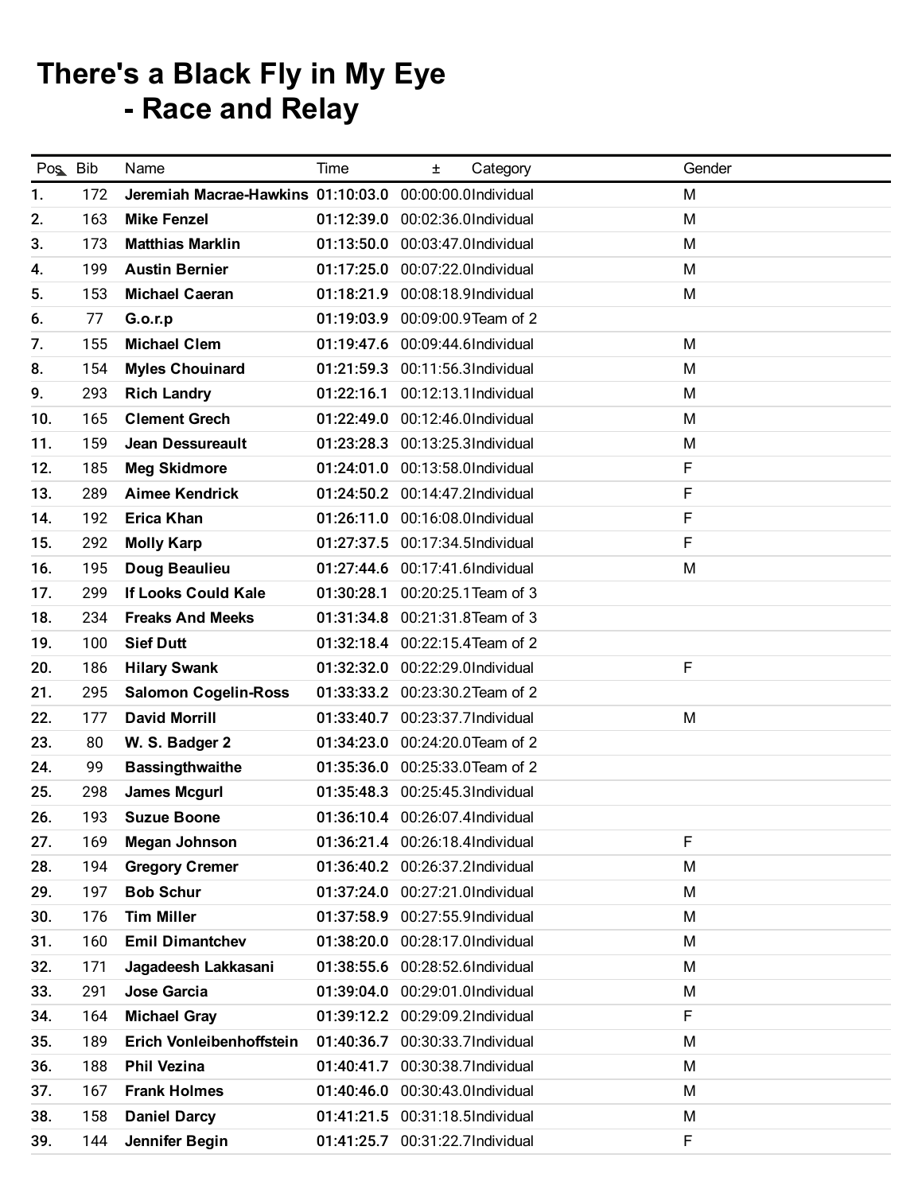# There's a Black Fly in My Eye - Race and Relay

| Pos | Bib | Name | Time | ± | Category | Gender |
|---|---|---|---|---|---|---|
| 1. | 172 | **Jeremiah Macrae-Hawkins** | **01:10:03.0** | 00:00:00.0 | Individual | M |
| 2. | 163 | **Mike Fenzel** | **01:12:39.0** | 00:02:36.0 | Individual | M |
| 3. | 173 | **Matthias Marklin** | **01:13:50.0** | 00:03:47.0 | Individual | M |
| 4. | 199 | **Austin Bernier** | **01:17:25.0** | 00:07:22.0 | Individual | M |
| 5. | 153 | **Michael Caeran** | **01:18:21.9** | 00:08:18.9 | Individual | M |
| 6. | 77 | **G.o.r.p** | **01:19:03.9** | 00:09:00.9 | Team of 2 | |
| 7. | 155 | **Michael Clem** | **01:19:47.6** | 00:09:44.6 | Individual | M |
| 8. | 154 | **Myles Chouinard** | **01:21:59.3** | 00:11:56.3 | Individual | M |
| 9. | 293 | **Rich Landry** | **01:22:16.1** | 00:12:13.1 | Individual | M |
| 10. | 165 | **Clement Grech** | **01:22:49.0** | 00:12:46.0 | Individual | M |
| 11. | 159 | **Jean Dessureault** | **01:23:28.3** | 00:13:25.3 | Individual | M |
| 12. | 185 | **Meg Skidmore** | **01:24:01.0** | 00:13:58.0 | Individual | F |
| 13. | 289 | **Aimee Kendrick** | **01:24:50.2** | 00:14:47.2 | Individual | F |
| 14. | 192 | **Erica Khan** | **01:26:11.0** | 00:16:08.0 | Individual | F |
| 15. | 292 | **Molly Karp** | **01:27:37.5** | 00:17:34.5 | Individual | F |
| 16. | 195 | **Doug Beaulieu** | **01:27:44.6** | 00:17:41.6 | Individual | M |
| 17. | 299 | **If Looks Could Kale** | **01:30:28.1** | 00:20:25.1 | Team of 3 | |
| 18. | 234 | **Freaks And Meeks** | **01:31:34.8** | 00:21:31.8 | Team of 3 | |
| 19. | 100 | **Sief Dutt** | **01:32:18.4** | 00:22:15.4 | Team of 2 | |
| 20. | 186 | **Hilary Swank** | **01:32:32.0** | 00:22:29.0 | Individual | F |
| 21. | 295 | **Salomon Cogelin-Ross** | **01:33:33.2** | 00:23:30.2 | Team of 2 | |
| 22. | 177 | **David Morrill** | **01:33:40.7** | 00:23:37.7 | Individual | M |
| 23. | 80 | **W. S. Badger 2** | **01:34:23.0** | 00:24:20.0 | Team of 2 | |
| 24. | 99 | **Bassingthwaithe** | **01:35:36.0** | 00:25:33.0 | Team of 2 | |
| 25. | 298 | **James Mcgurl** | **01:35:48.3** | 00:25:45.3 | Individual | |
| 26. | 193 | **Suzue Boone** | **01:36:10.4** | 00:26:07.4 | Individual | |
| 27. | 169 | **Megan Johnson** | **01:36:21.4** | 00:26:18.4 | Individual | F |
| 28. | 194 | **Gregory Cremer** | **01:36:40.2** | 00:26:37.2 | Individual | M |
| 29. | 197 | **Bob Schur** | **01:37:24.0** | 00:27:21.0 | Individual | M |
| 30. | 176 | **Tim Miller** | **01:37:58.9** | 00:27:55.9 | Individual | M |
| 31. | 160 | **Emil Dimantchev** | **01:38:20.0** | 00:28:17.0 | Individual | M |
| 32. | 171 | **Jagadeesh Lakkasani** | **01:38:55.6** | 00:28:52.6 | Individual | M |
| 33. | 291 | **Jose Garcia** | **01:39:04.0** | 00:29:01.0 | Individual | M |
| 34. | 164 | **Michael Gray** | **01:39:12.2** | 00:29:09.2 | Individual | F |
| 35. | 189 | **Erich Vonleibenhoffstein** | **01:40:36.7** | 00:30:33.7 | Individual | M |
| 36. | 188 | **Phil Vezina** | **01:40:41.7** | 00:30:38.7 | Individual | M |
| 37. | 167 | **Frank Holmes** | **01:40:46.0** | 00:30:43.0 | Individual | M |
| 38. | 158 | **Daniel Darcy** | **01:41:21.5** | 00:31:18.5 | Individual | M |
| 39. | 144 | **Jennifer Begin** | **01:41:25.7** | 00:31:22.7 | Individual | F |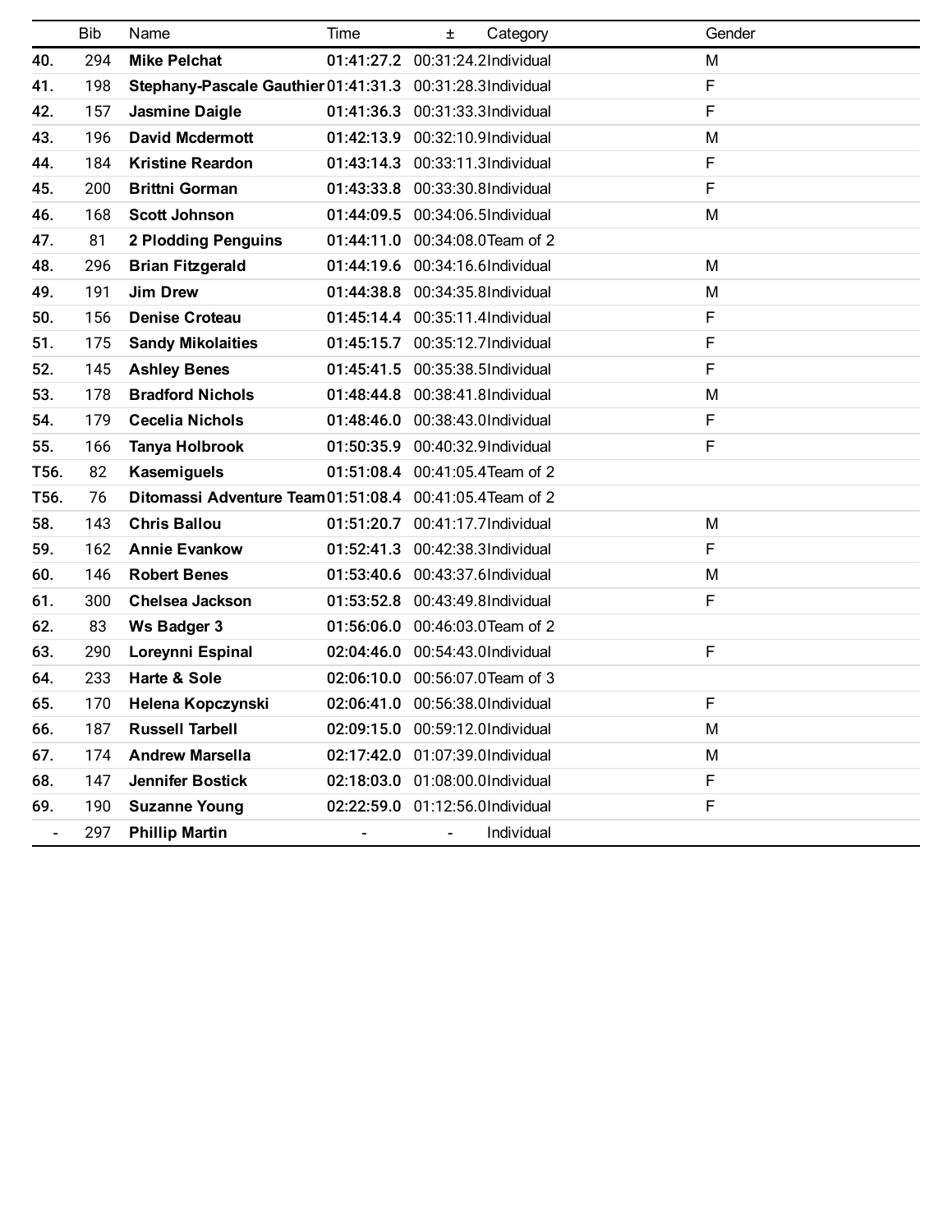| | Bib | Name | Time | ± | Category | Gender |
|---|---|---|---|---|---|---|
| **40.** | 294 | **Mike Pelchat** | **01:41:27.2** | 00:31:24.2 | Individual | M |
| **41.** | 198 | **Stephany-Pascale Gauthier** | **01:41:31.3** | 00:31:28.3 | Individual | F |
| **42.** | 157 | **Jasmine Daigle** | **01:41:36.3** | 00:31:33.3 | Individual | F |
| **43.** | 196 | **David Mcdermott** | **01:42:13.9** | 00:32:10.9 | Individual | M |
| **44.** | 184 | **Kristine Reardon** | **01:43:14.3** | 00:33:11.3 | Individual | F |
| **45.** | 200 | **Brittni Gorman** | **01:43:33.8** | 00:33:30.8 | Individual | F |
| **46.** | 168 | **Scott Johnson** | **01:44:09.5** | 00:34:06.5 | Individual | M |
| **47.** | 81 | **2 Plodding Penguins** | **01:44:11.0** | 00:34:08.0 | Team of 2 | |
| **48.** | 296 | **Brian Fitzgerald** | **01:44:19.6** | 00:34:16.6 | Individual | M |
| **49.** | 191 | **Jim Drew** | **01:44:38.8** | 00:34:35.8 | Individual | M |
| **50.** | 156 | **Denise Croteau** | **01:45:14.4** | 00:35:11.4 | Individual | F |
| **51.** | 175 | **Sandy Mikolaities** | **01:45:15.7** | 00:35:12.7 | Individual | F |
| **52.** | 145 | **Ashley Benes** | **01:45:41.5** | 00:35:38.5 | Individual | F |
| **53.** | 178 | **Bradford Nichols** | **01:48:44.8** | 00:38:41.8 | Individual | M |
| **54.** | 179 | **Cecelia Nichols** | **01:48:46.0** | 00:38:43.0 | Individual | F |
| **55.** | 166 | **Tanya Holbrook** | **01:50:35.9** | 00:40:32.9 | Individual | F |
| **T56.** | 82 | **Kasemiguels** | **01:51:08.4** | 00:41:05.4 | Team of 2 | |
| **T56.** | 76 | **Ditomassi Adventure Team** | **01:51:08.4** | 00:41:05.4 | Team of 2 | |
| **58.** | 143 | **Chris Ballou** | **01:51:20.7** | 00:41:17.7 | Individual | M |
| **59.** | 162 | **Annie Evankow** | **01:52:41.3** | 00:42:38.3 | Individual | F |
| **60.** | 146 | **Robert Benes** | **01:53:40.6** | 00:43:37.6 | Individual | M |
| **61.** | 300 | **Chelsea Jackson** | **01:53:52.8** | 00:43:49.8 | Individual | F |
| **62.** | 83 | **Ws Badger 3** | **01:56:06.0** | 00:46:03.0 | Team of 2 | |
| **63.** | 290 | **Loreynni Espinal** | **02:04:46.0** | 00:54:43.0 | Individual | F |
| **64.** | 233 | **Harte & Sole** | **02:06:10.0** | 00:56:07.0 | Team of 3 | |
| **65.** | 170 | **Helena Kopczynski** | **02:06:41.0** | 00:56:38.0 | Individual | F |
| **66.** | 187 | **Russell Tarbell** | **02:09:15.0** | 00:59:12.0 | Individual | M |
| **67.** | 174 | **Andrew Marsella** | **02:17:42.0** | 01:07:39.0 | Individual | M |
| **68.** | 147 | **Jennifer Bostick** | **02:18:03.0** | 01:08:00.0 | Individual | F |
| **69.** | 190 | **Suzanne Young** | **02:22:59.0** | 01:12:56.0 | Individual | F |
| - | 297 | **Phillip Martin** | - | - | Individual | |